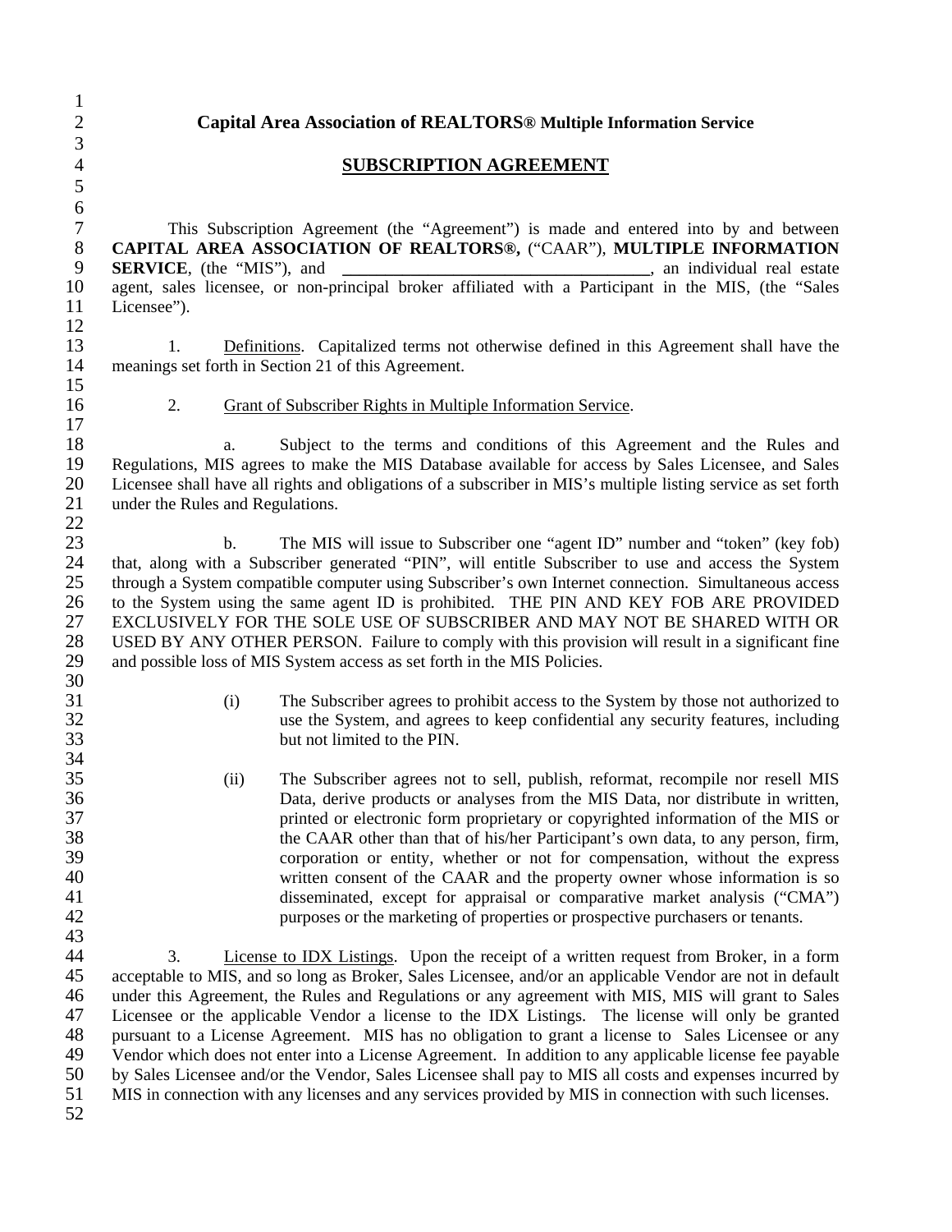# Capital Area Association of REALTORS® Multiple Information Service

## SUBSCRIPTION AGREEMENT

This Subscription Agreement (the "Agreement") is made and entered into by and between **CAPITAL AREA ASSOCIATION OF REALTORS®,** ("CAAR"), **MULTIPLE INFORMATION SERVICE**, (the "MIS"), and **____________________________________**, an individual real estate agent, sales licensee, or non-principal broker affiliated with a Participant in the MIS, (the "Sales Licensee").

1. Definitions. Capitalized terms not otherwise defined in this Agreement shall have the meanings set forth in Section 21 of this Agreement.

2. Grant of Subscriber Rights in Multiple Information Service.

a. Subject to the terms and conditions of this Agreement and the Rules and Regulations, MIS agrees to make the MIS Database available for access by Sales Licensee, and Sales Licensee shall have all rights and obligations of a subscriber in MIS's multiple listing service as set forth under the Rules and Regulations.

b. The MIS will issue to Subscriber one "agent ID" number and "token" (key fob) that, along with a Subscriber generated "PIN", will entitle Subscriber to use and access the System through a System compatible computer using Subscriber's own Internet connection. Simultaneous access to the System using the same agent ID is prohibited. THE PIN AND KEY FOB ARE PROVIDED EXCLUSIVELY FOR THE SOLE USE OF SUBSCRIBER AND MAY NOT BE SHARED WITH OR USED BY ANY OTHER PERSON. Failure to comply with this provision will result in a significant fine and possible loss of MIS System access as set forth in the MIS Policies.

(i) The Subscriber agrees to prohibit access to the System by those not authorized to use the System, and agrees to keep confidential any security features, including but not limited to the PIN.

(ii) The Subscriber agrees not to sell, publish, reformat, recompile nor resell MIS Data, derive products or analyses from the MIS Data, nor distribute in written, printed or electronic form proprietary or copyrighted information of the MIS or the CAAR other than that of his/her Participant's own data, to any person, firm, corporation or entity, whether or not for compensation, without the express written consent of the CAAR and the property owner whose information is so disseminated, except for appraisal or comparative market analysis ("CMA") purposes or the marketing of properties or prospective purchasers or tenants.

3. License to IDX Listings. Upon the receipt of a written request from Broker, in a form acceptable to MIS, and so long as Broker, Sales Licensee, and/or an applicable Vendor are not in default under this Agreement, the Rules and Regulations or any agreement with MIS, MIS will grant to Sales Licensee or the applicable Vendor a license to the IDX Listings. The license will only be granted pursuant to a License Agreement. MIS has no obligation to grant a license to Sales Licensee or any Vendor which does not enter into a License Agreement. In addition to any applicable license fee payable by Sales Licensee and/or the Vendor, Sales Licensee shall pay to MIS all costs and expenses incurred by MIS in connection with any licenses and any services provided by MIS in connection with such licenses.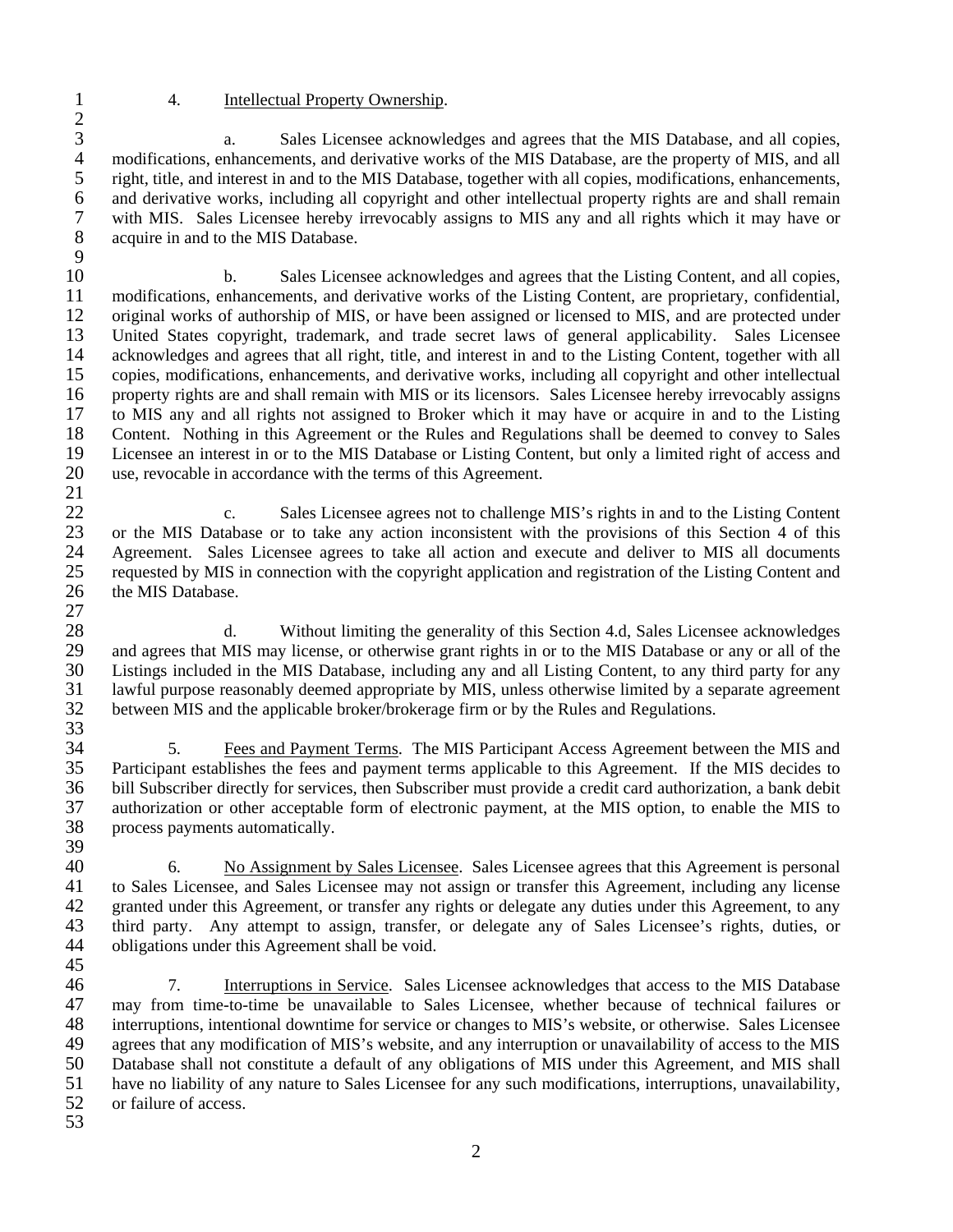4. Intellectual Property Ownership.

a. Sales Licensee acknowledges and agrees that the MIS Database, and all copies, modifications, enhancements, and derivative works of the MIS Database, are the property of MIS, and all right, title, and interest in and to the MIS Database, together with all copies, modifications, enhancements, and derivative works, including all copyright and other intellectual property rights are and shall remain with MIS. Sales Licensee hereby irrevocably assigns to MIS any and all rights which it may have or acquire in and to the MIS Database.

b. Sales Licensee acknowledges and agrees that the Listing Content, and all copies, modifications, enhancements, and derivative works of the Listing Content, are proprietary, confidential, original works of authorship of MIS, or have been assigned or licensed to MIS, and are protected under United States copyright, trademark, and trade secret laws of general applicability. Sales Licensee acknowledges and agrees that all right, title, and interest in and to the Listing Content, together with all copies, modifications, enhancements, and derivative works, including all copyright and other intellectual property rights are and shall remain with MIS or its licensors. Sales Licensee hereby irrevocably assigns to MIS any and all rights not assigned to Broker which it may have or acquire in and to the Listing Content. Nothing in this Agreement or the Rules and Regulations shall be deemed to convey to Sales Licensee an interest in or to the MIS Database or Listing Content, but only a limited right of access and use, revocable in accordance with the terms of this Agreement.

c. Sales Licensee agrees not to challenge MIS's rights in and to the Listing Content or the MIS Database or to take any action inconsistent with the provisions of this Section 4 of this Agreement. Sales Licensee agrees to take all action and execute and deliver to MIS all documents requested by MIS in connection with the copyright application and registration of the Listing Content and the MIS Database.

d. Without limiting the generality of this Section 4.d, Sales Licensee acknowledges and agrees that MIS may license, or otherwise grant rights in or to the MIS Database or any or all of the Listings included in the MIS Database, including any and all Listing Content, to any third party for any lawful purpose reasonably deemed appropriate by MIS, unless otherwise limited by a separate agreement between MIS and the applicable broker/brokerage firm or by the Rules and Regulations.

5. Fees and Payment Terms. The MIS Participant Access Agreement between the MIS and Participant establishes the fees and payment terms applicable to this Agreement. If the MIS decides to bill Subscriber directly for services, then Subscriber must provide a credit card authorization, a bank debit authorization or other acceptable form of electronic payment, at the MIS option, to enable the MIS to process payments automatically.

6. No Assignment by Sales Licensee. Sales Licensee agrees that this Agreement is personal to Sales Licensee, and Sales Licensee may not assign or transfer this Agreement, including any license granted under this Agreement, or transfer any rights or delegate any duties under this Agreement, to any third party. Any attempt to assign, transfer, or delegate any of Sales Licensee's rights, duties, or obligations under this Agreement shall be void.

7. Interruptions in Service. Sales Licensee acknowledges that access to the MIS Database may from time-to-time be unavailable to Sales Licensee, whether because of technical failures or interruptions, intentional downtime for service or changes to MIS's website, or otherwise. Sales Licensee agrees that any modification of MIS's website, and any interruption or unavailability of access to the MIS Database shall not constitute a default of any obligations of MIS under this Agreement, and MIS shall have no liability of any nature to Sales Licensee for any such modifications, interruptions, unavailability, or failure of access.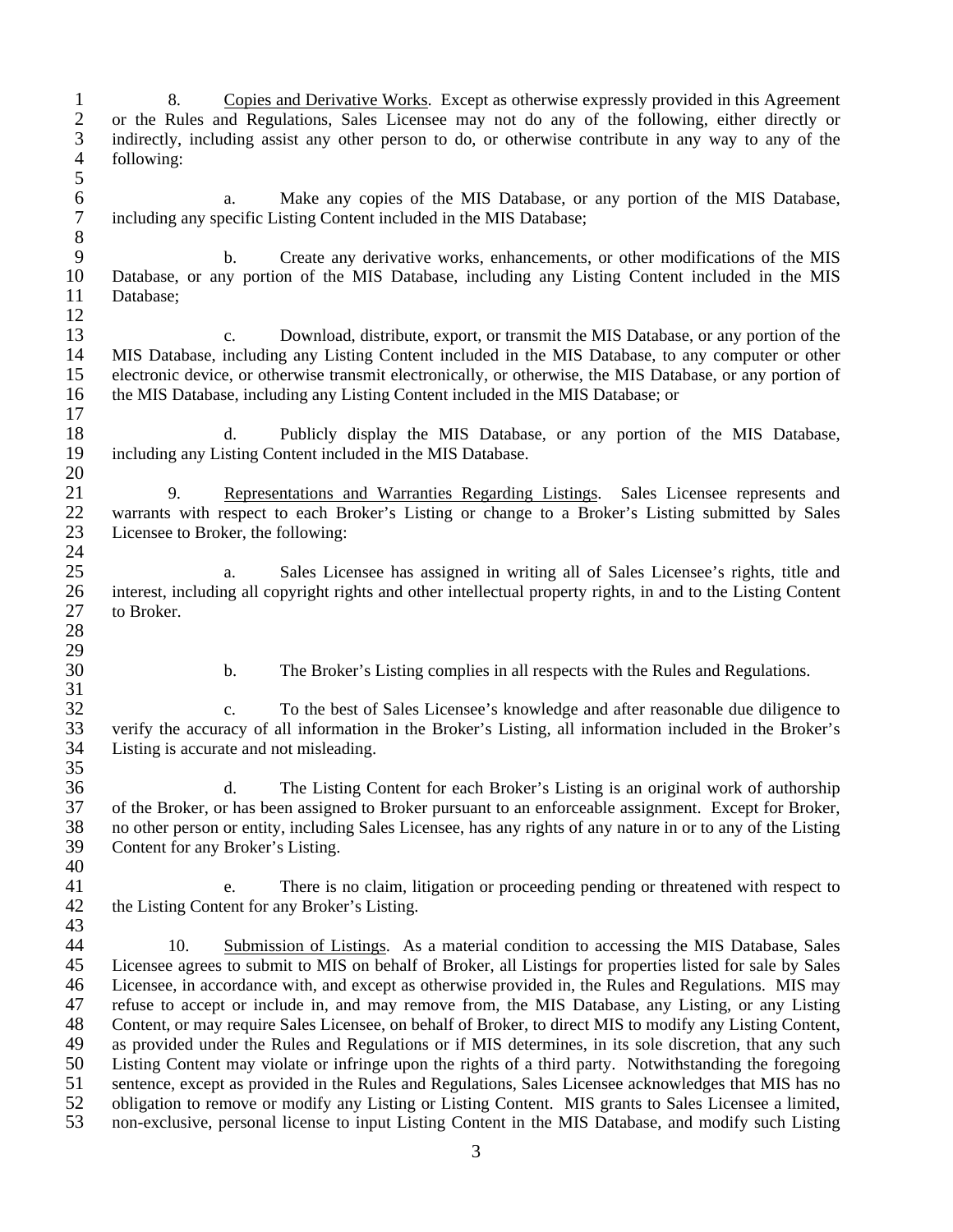8. Copies and Derivative Works. Except as otherwise expressly provided in this Agreement or the Rules and Regulations, Sales Licensee may not do any of the following, either directly or indirectly, including assist any other person to do, or otherwise contribute in any way to any of the following:

a. Make any copies of the MIS Database, or any portion of the MIS Database, including any specific Listing Content included in the MIS Database;

b. Create any derivative works, enhancements, or other modifications of the MIS Database, or any portion of the MIS Database, including any Listing Content included in the MIS Database;

c. Download, distribute, export, or transmit the MIS Database, or any portion of the MIS Database, including any Listing Content included in the MIS Database, to any computer or other electronic device, or otherwise transmit electronically, or otherwise, the MIS Database, or any portion of the MIS Database, including any Listing Content included in the MIS Database; or

d. Publicly display the MIS Database, or any portion of the MIS Database, including any Listing Content included in the MIS Database.

9. Representations and Warranties Regarding Listings. Sales Licensee represents and warrants with respect to each Broker's Listing or change to a Broker's Listing submitted by Sales Licensee to Broker, the following:

a. Sales Licensee has assigned in writing all of Sales Licensee's rights, title and interest, including all copyright rights and other intellectual property rights, in and to the Listing Content to Broker.

b. The Broker's Listing complies in all respects with the Rules and Regulations.

c. To the best of Sales Licensee's knowledge and after reasonable due diligence to verify the accuracy of all information in the Broker's Listing, all information included in the Broker's Listing is accurate and not misleading.

d. The Listing Content for each Broker's Listing is an original work of authorship of the Broker, or has been assigned to Broker pursuant to an enforceable assignment. Except for Broker, no other person or entity, including Sales Licensee, has any rights of any nature in or to any of the Listing Content for any Broker's Listing.

e. There is no claim, litigation or proceeding pending or threatened with respect to the Listing Content for any Broker's Listing.

10. Submission of Listings. As a material condition to accessing the MIS Database, Sales Licensee agrees to submit to MIS on behalf of Broker, all Listings for properties listed for sale by Sales Licensee, in accordance with, and except as otherwise provided in, the Rules and Regulations. MIS may refuse to accept or include in, and may remove from, the MIS Database, any Listing, or any Listing Content, or may require Sales Licensee, on behalf of Broker, to direct MIS to modify any Listing Content, as provided under the Rules and Regulations or if MIS determines, in its sole discretion, that any such Listing Content may violate or infringe upon the rights of a third party. Notwithstanding the foregoing sentence, except as provided in the Rules and Regulations, Sales Licensee acknowledges that MIS has no obligation to remove or modify any Listing or Listing Content. MIS grants to Sales Licensee a limited, non-exclusive, personal license to input Listing Content in the MIS Database, and modify such Listing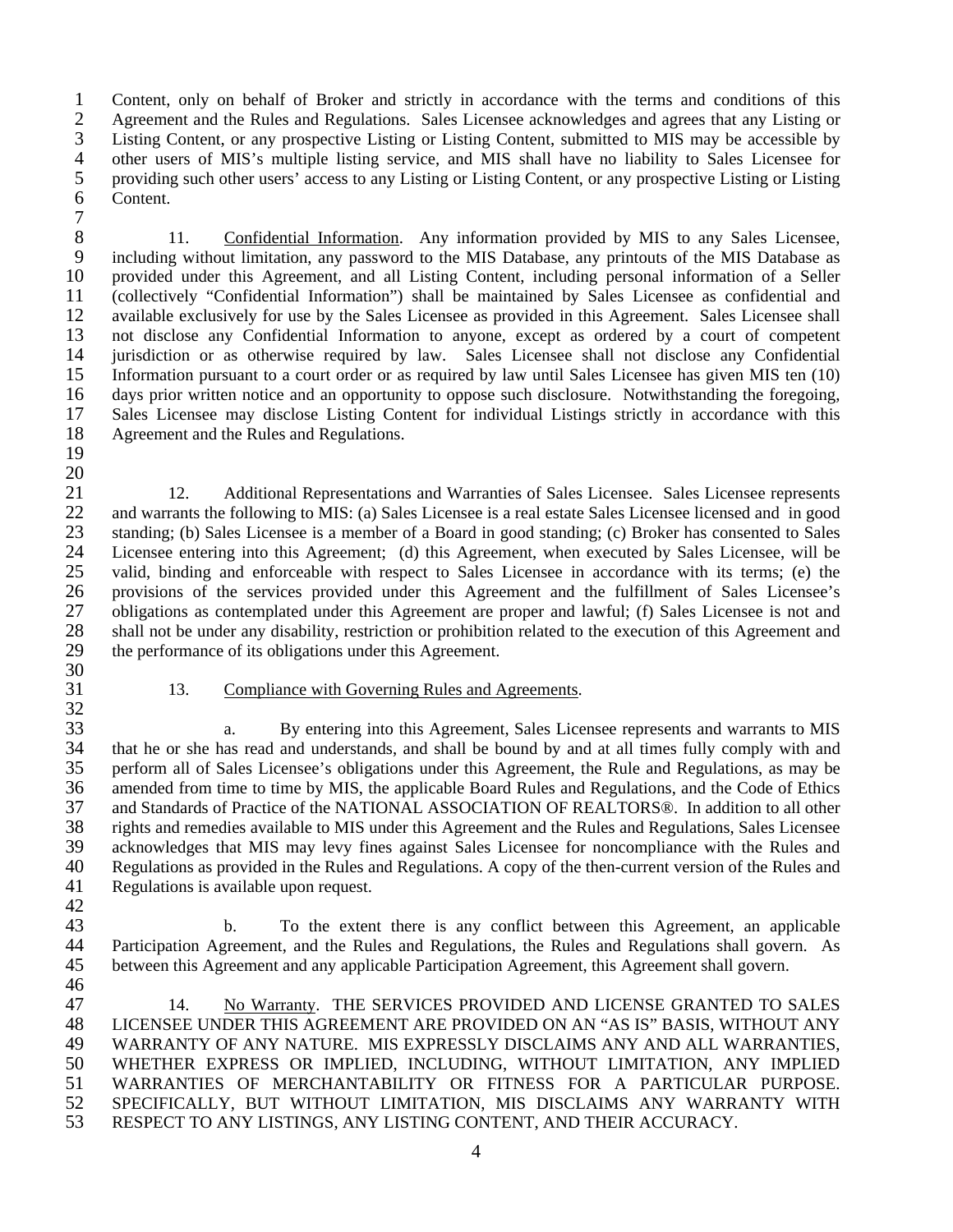Content, only on behalf of Broker and strictly in accordance with the terms and conditions of this Agreement and the Rules and Regulations. Sales Licensee acknowledges and agrees that any Listing or Listing Content, or any prospective Listing or Listing Content, submitted to MIS may be accessible by other users of MIS's multiple listing service, and MIS shall have no liability to Sales Licensee for providing such other users' access to any Listing or Listing Content, or any prospective Listing or Listing Content.

11. Confidential Information. Any information provided by MIS to any Sales Licensee, including without limitation, any password to the MIS Database, any printouts of the MIS Database as provided under this Agreement, and all Listing Content, including personal information of a Seller (collectively "Confidential Information") shall be maintained by Sales Licensee as confidential and available exclusively for use by the Sales Licensee as provided in this Agreement. Sales Licensee shall not disclose any Confidential Information to anyone, except as ordered by a court of competent jurisdiction or as otherwise required by law. Sales Licensee shall not disclose any Confidential Information pursuant to a court order or as required by law until Sales Licensee has given MIS ten (10) days prior written notice and an opportunity to oppose such disclosure. Notwithstanding the foregoing, Sales Licensee may disclose Listing Content for individual Listings strictly in accordance with this Agreement and the Rules and Regulations.

12. Additional Representations and Warranties of Sales Licensee. Sales Licensee represents and warrants the following to MIS: (a) Sales Licensee is a real estate Sales Licensee licensed and in good standing; (b) Sales Licensee is a member of a Board in good standing; (c) Broker has consented to Sales Licensee entering into this Agreement; (d) this Agreement, when executed by Sales Licensee, will be valid, binding and enforceable with respect to Sales Licensee in accordance with its terms; (e) the provisions of the services provided under this Agreement and the fulfillment of Sales Licensee's obligations as contemplated under this Agreement are proper and lawful; (f) Sales Licensee is not and shall not be under any disability, restriction or prohibition related to the execution of this Agreement and the performance of its obligations under this Agreement.

13. Compliance with Governing Rules and Agreements.

a. By entering into this Agreement, Sales Licensee represents and warrants to MIS that he or she has read and understands, and shall be bound by and at all times fully comply with and perform all of Sales Licensee's obligations under this Agreement, the Rule and Regulations, as may be amended from time to time by MIS, the applicable Board Rules and Regulations, and the Code of Ethics and Standards of Practice of the NATIONAL ASSOCIATION OF REALTORS®. In addition to all other rights and remedies available to MIS under this Agreement and the Rules and Regulations, Sales Licensee acknowledges that MIS may levy fines against Sales Licensee for noncompliance with the Rules and Regulations as provided in the Rules and Regulations. A copy of the then-current version of the Rules and Regulations is available upon request.

b. To the extent there is any conflict between this Agreement, an applicable Participation Agreement, and the Rules and Regulations, the Rules and Regulations shall govern. As between this Agreement and any applicable Participation Agreement, this Agreement shall govern.

14. No Warranty. THE SERVICES PROVIDED AND LICENSE GRANTED TO SALES LICENSEE UNDER THIS AGREEMENT ARE PROVIDED ON AN "AS IS" BASIS, WITHOUT ANY WARRANTY OF ANY NATURE. MIS EXPRESSLY DISCLAIMS ANY AND ALL WARRANTIES, WHETHER EXPRESS OR IMPLIED, INCLUDING, WITHOUT LIMITATION, ANY IMPLIED WARRANTIES OF MERCHANTABILITY OR FITNESS FOR A PARTICULAR PURPOSE. SPECIFICALLY, BUT WITHOUT LIMITATION, MIS DISCLAIMS ANY WARRANTY WITH RESPECT TO ANY LISTINGS, ANY LISTING CONTENT, AND THEIR ACCURACY.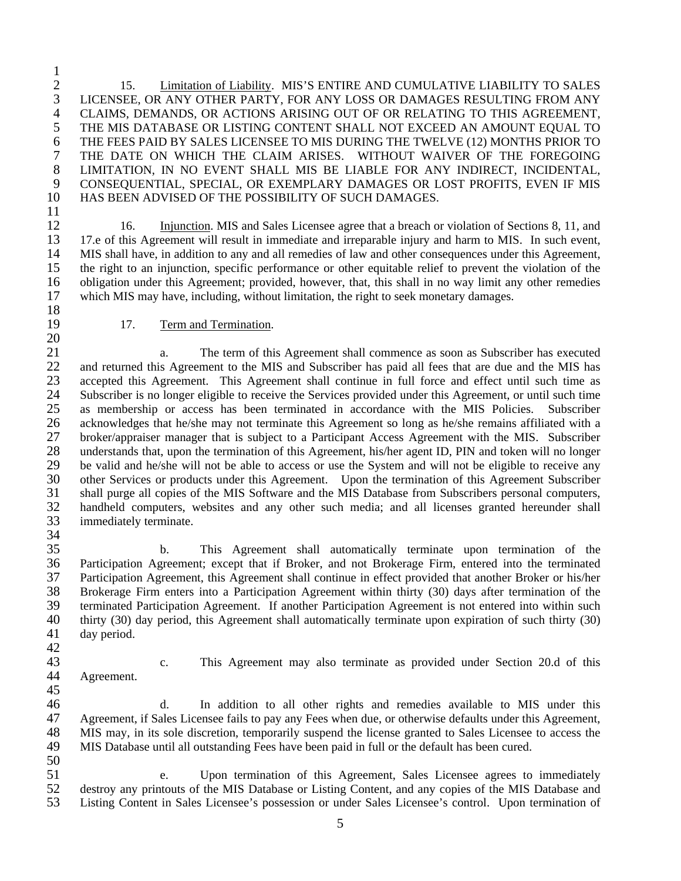15. Limitation of Liability. MIS'S ENTIRE AND CUMULATIVE LIABILITY TO SALES LICENSEE, OR ANY OTHER PARTY, FOR ANY LOSS OR DAMAGES RESULTING FROM ANY CLAIMS, DEMANDS, OR ACTIONS ARISING OUT OF OR RELATING TO THIS AGREEMENT, THE MIS DATABASE OR LISTING CONTENT SHALL NOT EXCEED AN AMOUNT EQUAL TO THE FEES PAID BY SALES LICENSEE TO MIS DURING THE TWELVE (12) MONTHS PRIOR TO THE DATE ON WHICH THE CLAIM ARISES. WITHOUT WAIVER OF THE FOREGOING LIMITATION, IN NO EVENT SHALL MIS BE LIABLE FOR ANY INDIRECT, INCIDENTAL, CONSEQUENTIAL, SPECIAL, OR EXEMPLARY DAMAGES OR LOST PROFITS, EVEN IF MIS HAS BEEN ADVISED OF THE POSSIBILITY OF SUCH DAMAGES.

16. Injunction. MIS and Sales Licensee agree that a breach or violation of Sections 8, 11, and 17.e of this Agreement will result in immediate and irreparable injury and harm to MIS. In such event, MIS shall have, in addition to any and all remedies of law and other consequences under this Agreement, the right to an injunction, specific performance or other equitable relief to prevent the violation of the obligation under this Agreement; provided, however, that, this shall in no way limit any other remedies which MIS may have, including, without limitation, the right to seek monetary damages.

17. Term and Termination.

a. The term of this Agreement shall commence as soon as Subscriber has executed and returned this Agreement to the MIS and Subscriber has paid all fees that are due and the MIS has accepted this Agreement. This Agreement shall continue in full force and effect until such time as Subscriber is no longer eligible to receive the Services provided under this Agreement, or until such time as membership or access has been terminated in accordance with the MIS Policies. Subscriber acknowledges that he/she may not terminate this Agreement so long as he/she remains affiliated with a broker/appraiser manager that is subject to a Participant Access Agreement with the MIS. Subscriber understands that, upon the termination of this Agreement, his/her agent ID, PIN and token will no longer be valid and he/she will not be able to access or use the System and will not be eligible to receive any other Services or products under this Agreement. Upon the termination of this Agreement Subscriber shall purge all copies of the MIS Software and the MIS Database from Subscribers personal computers, handheld computers, websites and any other such media; and all licenses granted hereunder shall immediately terminate.

b. This Agreement shall automatically terminate upon termination of the Participation Agreement; except that if Broker, and not Brokerage Firm, entered into the terminated Participation Agreement, this Agreement shall continue in effect provided that another Broker or his/her Brokerage Firm enters into a Participation Agreement within thirty (30) days after termination of the terminated Participation Agreement. If another Participation Agreement is not entered into within such thirty (30) day period, this Agreement shall automatically terminate upon expiration of such thirty (30) day period.

c. This Agreement may also terminate as provided under Section 20.d of this Agreement.

d. In addition to all other rights and remedies available to MIS under this Agreement, if Sales Licensee fails to pay any Fees when due, or otherwise defaults under this Agreement, MIS may, in its sole discretion, temporarily suspend the license granted to Sales Licensee to access the MIS Database until all outstanding Fees have been paid in full or the default has been cured.

e. Upon termination of this Agreement, Sales Licensee agrees to immediately destroy any printouts of the MIS Database or Listing Content, and any copies of the MIS Database and Listing Content in Sales Licensee's possession or under Sales Licensee's control. Upon termination of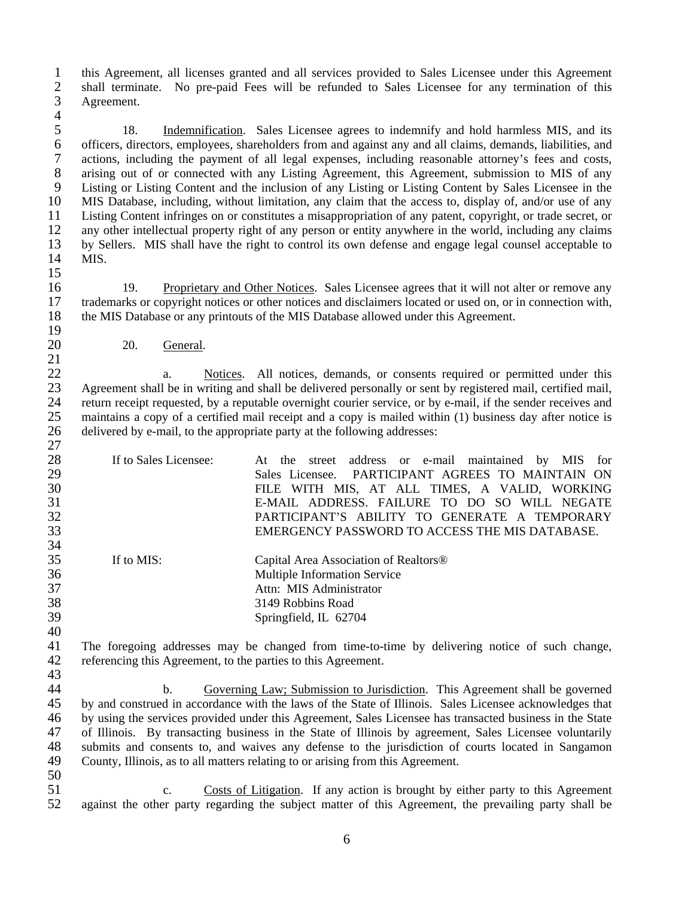this Agreement, all licenses granted and all services provided to Sales Licensee under this Agreement shall terminate. No pre-paid Fees will be refunded to Sales Licensee for any termination of this Agreement.

18. Indemnification. Sales Licensee agrees to indemnify and hold harmless MIS, and its officers, directors, employees, shareholders from and against any and all claims, demands, liabilities, and actions, including the payment of all legal expenses, including reasonable attorney's fees and costs, arising out of or connected with any Listing Agreement, this Agreement, submission to MIS of any Listing or Listing Content and the inclusion of any Listing or Listing Content by Sales Licensee in the MIS Database, including, without limitation, any claim that the access to, display of, and/or use of any Listing Content infringes on or constitutes a misappropriation of any patent, copyright, or trade secret, or any other intellectual property right of any person or entity anywhere in the world, including any claims by Sellers. MIS shall have the right to control its own defense and engage legal counsel acceptable to MIS.

19. Proprietary and Other Notices. Sales Licensee agrees that it will not alter or remove any trademarks or copyright notices or other notices and disclaimers located or used on, or in connection with, the MIS Database or any printouts of the MIS Database allowed under this Agreement.

20. General.

a. Notices. All notices, demands, or consents required or permitted under this Agreement shall be in writing and shall be delivered personally or sent by registered mail, certified mail, return receipt requested, by a reputable overnight courier service, or by e-mail, if the sender receives and maintains a copy of a certified mail receipt and a copy is mailed within (1) business day after notice is delivered by e-mail, to the appropriate party at the following addresses:

If to Sales Licensee: At the street address or e-mail maintained by MIS for Sales Licensee. PARTICIPANT AGREES TO MAINTAIN ON FILE WITH MIS, AT ALL TIMES, A VALID, WORKING E-MAIL ADDRESS. FAILURE TO DO SO WILL NEGATE PARTICIPANT'S ABILITY TO GENERATE A TEMPORARY EMERGENCY PASSWORD TO ACCESS THE MIS DATABASE.

If to MIS:
Capital Area Association of Realtors®
Multiple Information Service
Attn: MIS Administrator
3149 Robbins Road
Springfield, IL 62704

The foregoing addresses may be changed from time-to-time by delivering notice of such change, referencing this Agreement, to the parties to this Agreement.

b. Governing Law; Submission to Jurisdiction. This Agreement shall be governed by and construed in accordance with the laws of the State of Illinois. Sales Licensee acknowledges that by using the services provided under this Agreement, Sales Licensee has transacted business in the State of Illinois. By transacting business in the State of Illinois by agreement, Sales Licensee voluntarily submits and consents to, and waives any defense to the jurisdiction of courts located in Sangamon County, Illinois, as to all matters relating to or arising from this Agreement.

c. Costs of Litigation. If any action is brought by either party to this Agreement against the other party regarding the subject matter of this Agreement, the prevailing party shall be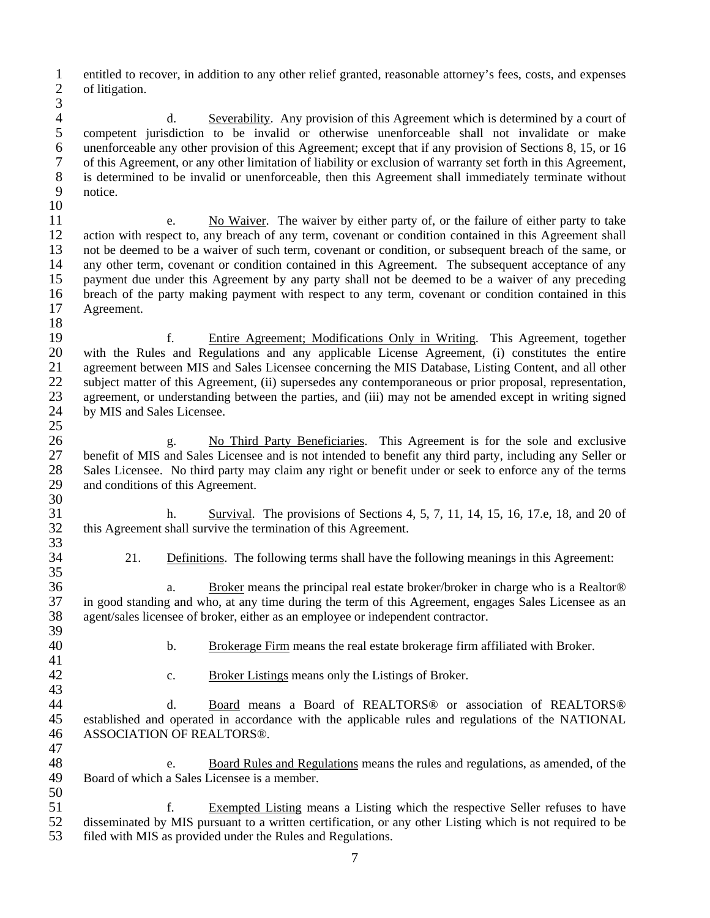entitled to recover, in addition to any other relief granted, reasonable attorney's fees, costs, and expenses of litigation.

d. Severability. Any provision of this Agreement which is determined by a court of competent jurisdiction to be invalid or otherwise unenforceable shall not invalidate or make unenforceable any other provision of this Agreement; except that if any provision of Sections 8, 15, or 16 of this Agreement, or any other limitation of liability or exclusion of warranty set forth in this Agreement, is determined to be invalid or unenforceable, then this Agreement shall immediately terminate without notice.

e. No Waiver. The waiver by either party of, or the failure of either party to take action with respect to, any breach of any term, covenant or condition contained in this Agreement shall not be deemed to be a waiver of such term, covenant or condition, or subsequent breach of the same, or any other term, covenant or condition contained in this Agreement. The subsequent acceptance of any payment due under this Agreement by any party shall not be deemed to be a waiver of any preceding breach of the party making payment with respect to any term, covenant or condition contained in this Agreement.

f. Entire Agreement; Modifications Only in Writing. This Agreement, together with the Rules and Regulations and any applicable License Agreement, (i) constitutes the entire agreement between MIS and Sales Licensee concerning the MIS Database, Listing Content, and all other subject matter of this Agreement, (ii) supersedes any contemporaneous or prior proposal, representation, agreement, or understanding between the parties, and (iii) may not be amended except in writing signed by MIS and Sales Licensee.

g. No Third Party Beneficiaries. This Agreement is for the sole and exclusive benefit of MIS and Sales Licensee and is not intended to benefit any third party, including any Seller or Sales Licensee. No third party may claim any right or benefit under or seek to enforce any of the terms and conditions of this Agreement.

h. Survival. The provisions of Sections 4, 5, 7, 11, 14, 15, 16, 17.e, 18, and 20 of this Agreement shall survive the termination of this Agreement.

21. Definitions. The following terms shall have the following meanings in this Agreement:

a. Broker means the principal real estate broker/broker in charge who is a Realtor® in good standing and who, at any time during the term of this Agreement, engages Sales Licensee as an agent/sales licensee of broker, either as an employee or independent contractor.

b. Brokerage Firm means the real estate brokerage firm affiliated with Broker.

c. Broker Listings means only the Listings of Broker.

d. Board means a Board of REALTORS® or association of REALTORS® established and operated in accordance with the applicable rules and regulations of the NATIONAL ASSOCIATION OF REALTORS®.

e. Board Rules and Regulations means the rules and regulations, as amended, of the Board of which a Sales Licensee is a member.

f. Exempted Listing means a Listing which the respective Seller refuses to have disseminated by MIS pursuant to a written certification, or any other Listing which is not required to be filed with MIS as provided under the Rules and Regulations.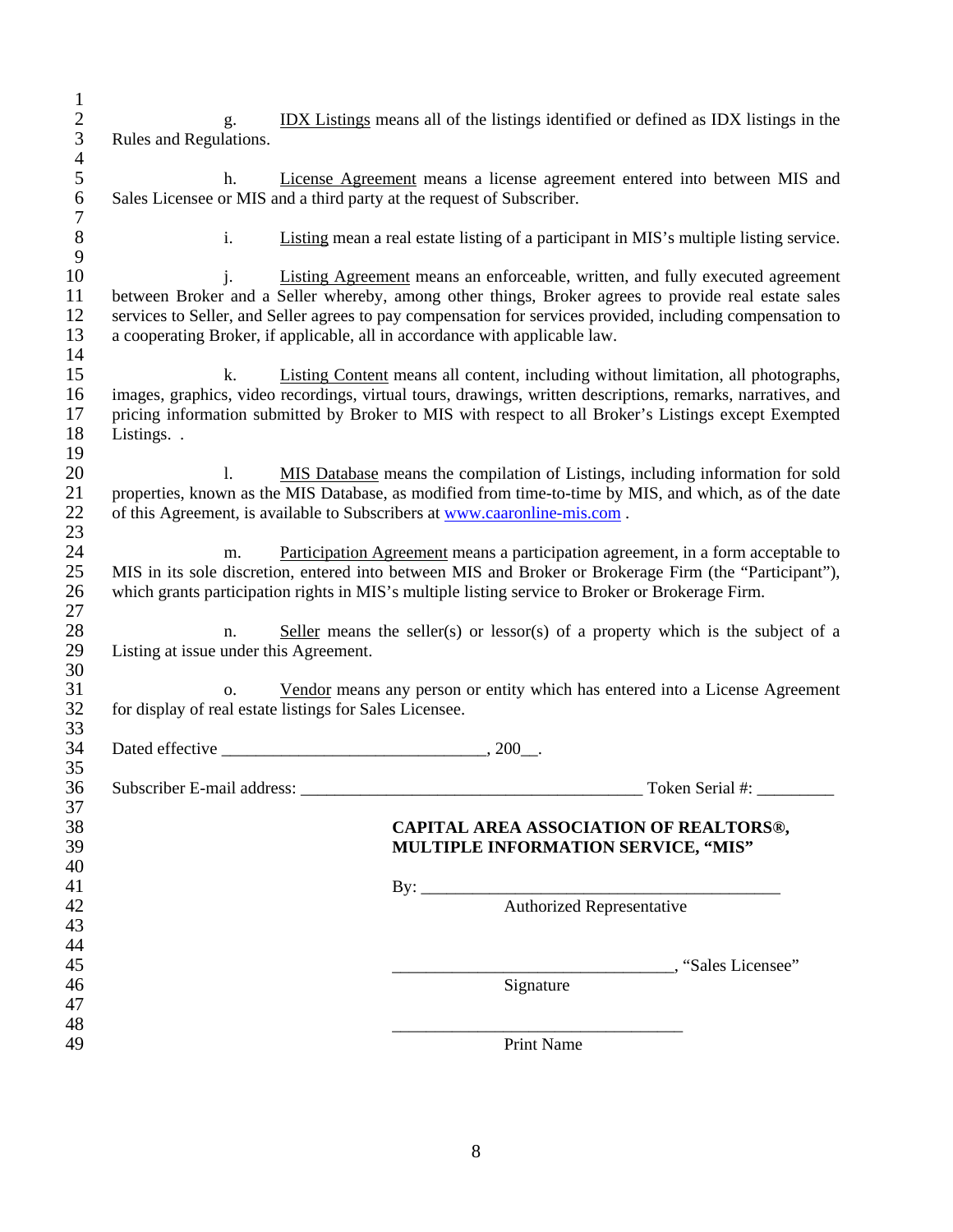g. <u>IDX Listings</u> means all of the listings identified or defined as IDX listings in the Rules and Regulations.

h. <u>License Agreement</u> means a license agreement entered into between MIS and Sales Licensee or MIS and a third party at the request of Subscriber.

i. <u>Listing</u> mean a real estate listing of a participant in MIS's multiple listing service.

j. <u>Listing Agreement</u> means an enforceable, written, and fully executed agreement between Broker and a Seller whereby, among other things, Broker agrees to provide real estate sales services to Seller, and Seller agrees to pay compensation for services provided, including compensation to a cooperating Broker, if applicable, all in accordance with applicable law.

k. <u>Listing Content</u> means all content, including without limitation, all photographs, images, graphics, video recordings, virtual tours, drawings, written descriptions, remarks, narratives, and pricing information submitted by Broker to MIS with respect to all Broker's Listings except Exempted Listings. .

l. <u>MIS Database</u> means the compilation of Listings, including information for sold properties, known as the MIS Database, as modified from time-to-time by MIS, and which, as of the date of this Agreement, is available to Subscribers at www.caaronline-mis.com .

m. <u>Participation Agreement</u> means a participation agreement, in a form acceptable to MIS in its sole discretion, entered into between MIS and Broker or Brokerage Firm (the "Participant"), which grants participation rights in MIS's multiple listing service to Broker or Brokerage Firm.

n. <u>Seller</u> means the seller(s) or lessor(s) of a property which is the subject of a Listing at issue under this Agreement.

o. <u>Vendor</u> means any person or entity which has entered into a License Agreement for display of real estate listings for Sales Licensee.

Dated effective ______________________________, 200__.

Subscriber E-mail address: ________________________________________ Token Serial #: _________

**CAPITAL AREA ASSOCIATION OF REALTORS®,**
**MULTIPLE INFORMATION SERVICE, "MIS"**

By: __________________________________________
Authorized Representative

_________________________________, "Sales Licensee"
Signature

__________________________________
Print Name